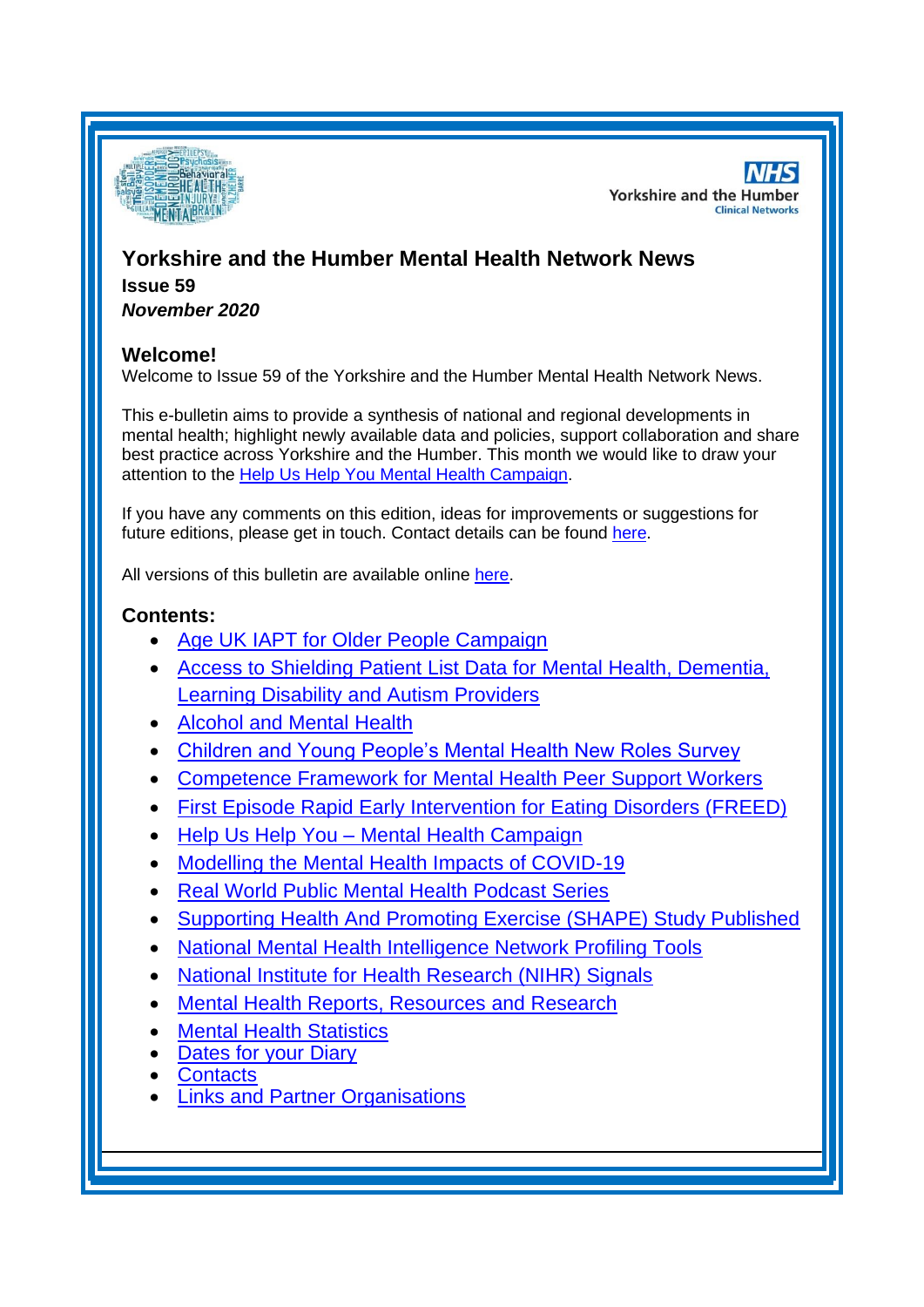# Yorkshire and the Humber Mental Health Network News

**Issue 59**

***November 2020***

## Welcome!

Welcome to Issue 59 of the Yorkshire and the Humber Mental Health Network News.

This e-bulletin aims to provide a synthesis of national and regional developments in mental health; highlight newly available data and policies, support collaboration and share best practice across Yorkshire and the Humber. This month we would like to draw your attention to the Help Us Help You Mental Health Campaign.

If you have any comments on this edition, ideas for improvements or suggestions for future editions, please get in touch. Contact details can be found here.

All versions of this bulletin are available online here.

## Contents:

- Age UK IAPT for Older People Campaign
- Access to Shielding Patient List Data for Mental Health, Dementia, Learning Disability and Autism Providers
- Alcohol and Mental Health
- Children and Young People's Mental Health New Roles Survey
- Competence Framework for Mental Health Peer Support Workers
- First Episode Rapid Early Intervention for Eating Disorders (FREED)
- Help Us Help You – Mental Health Campaign
- Modelling the Mental Health Impacts of COVID-19
- Real World Public Mental Health Podcast Series
- Supporting Health And Promoting Exercise (SHAPE) Study Published
- National Mental Health Intelligence Network Profiling Tools
- National Institute for Health Research (NIHR) Signals
- Mental Health Reports, Resources and Research
- Mental Health Statistics
- Dates for your Diary
- Contacts
- Links and Partner Organisations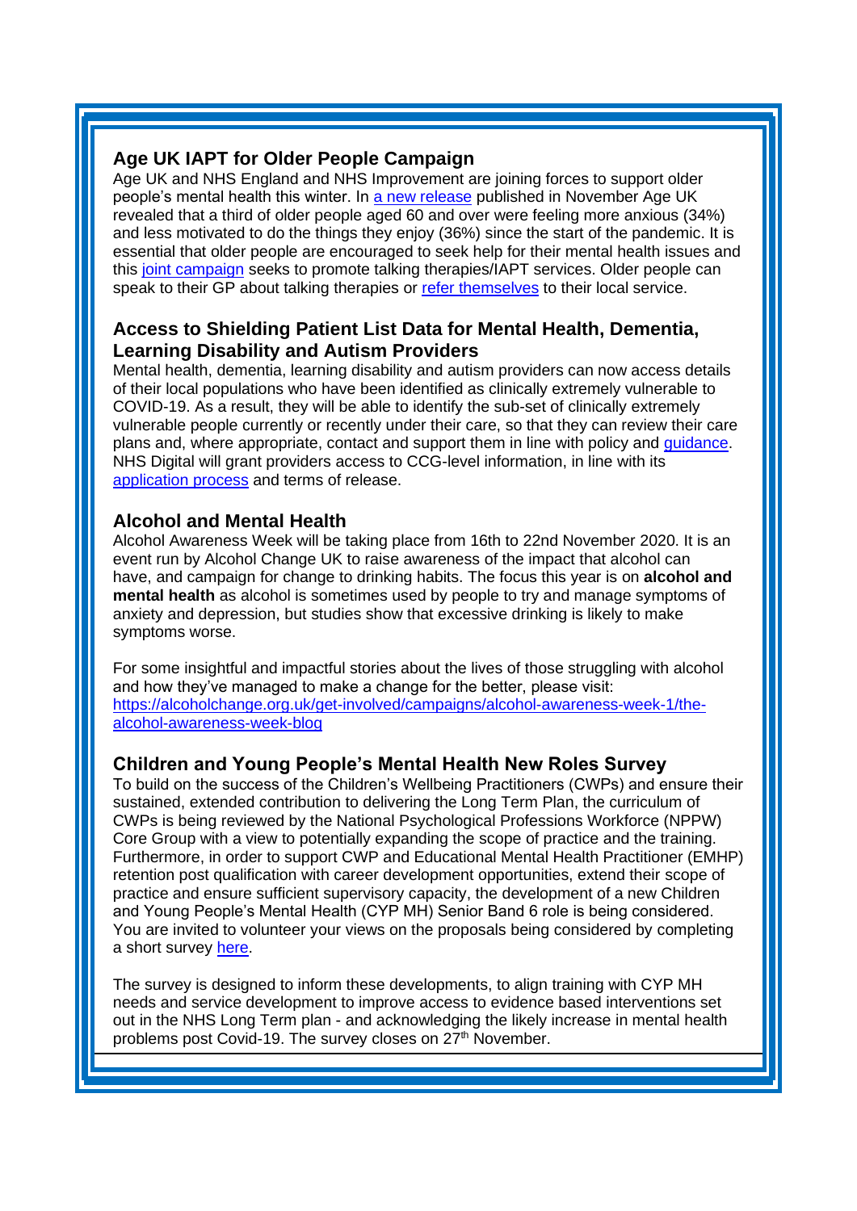## Age UK IAPT for Older People Campaign

Age UK and NHS England and NHS Improvement are joining forces to support older people's mental health this winter. In a new release published in November Age UK revealed that a third of older people aged 60 and over were feeling more anxious (34%) and less motivated to do the things they enjoy (36%) since the start of the pandemic. It is essential that older people are encouraged to seek help for their mental health issues and this joint campaign seeks to promote talking therapies/IAPT services. Older people can speak to their GP about talking therapies or refer themselves to their local service.

## Access to Shielding Patient List Data for Mental Health, Dementia, Learning Disability and Autism Providers

Mental health, dementia, learning disability and autism providers can now access details of their local populations who have been identified as clinically extremely vulnerable to COVID-19. As a result, they will be able to identify the sub-set of clinically extremely vulnerable people currently or recently under their care, so that they can review their care plans and, where appropriate, contact and support them in line with policy and guidance. NHS Digital will grant providers access to CCG-level information, in line with its application process and terms of release.

## Alcohol and Mental Health

Alcohol Awareness Week will be taking place from 16th to 22nd November 2020. It is an event run by Alcohol Change UK to raise awareness of the impact that alcohol can have, and campaign for change to drinking habits. The focus this year is on **alcohol and mental health** as alcohol is sometimes used by people to try and manage symptoms of anxiety and depression, but studies show that excessive drinking is likely to make symptoms worse.

For some insightful and impactful stories about the lives of those struggling with alcohol and how they've managed to make a change for the better, please visit: https://alcoholchange.org.uk/get-involved/campaigns/alcohol-awareness-week-1/the-alcohol-awareness-week-blog

## Children and Young People's Mental Health New Roles Survey

To build on the success of the Children's Wellbeing Practitioners (CWPs) and ensure their sustained, extended contribution to delivering the Long Term Plan, the curriculum of CWPs is being reviewed by the National Psychological Professions Workforce (NPPW) Core Group with a view to potentially expanding the scope of practice and the training. Furthermore, in order to support CWP and Educational Mental Health Practitioner (EMHP) retention post qualification with career development opportunities, extend their scope of practice and ensure sufficient supervisory capacity, the development of a new Children and Young People's Mental Health (CYP MH) Senior Band 6 role is being considered. You are invited to volunteer your views on the proposals being considered by completing a short survey here.

The survey is designed to inform these developments, to align training with CYP MH needs and service development to improve access to evidence based interventions set out in the NHS Long Term plan - and acknowledging the likely increase in mental health problems post Covid-19. The survey closes on 27th November.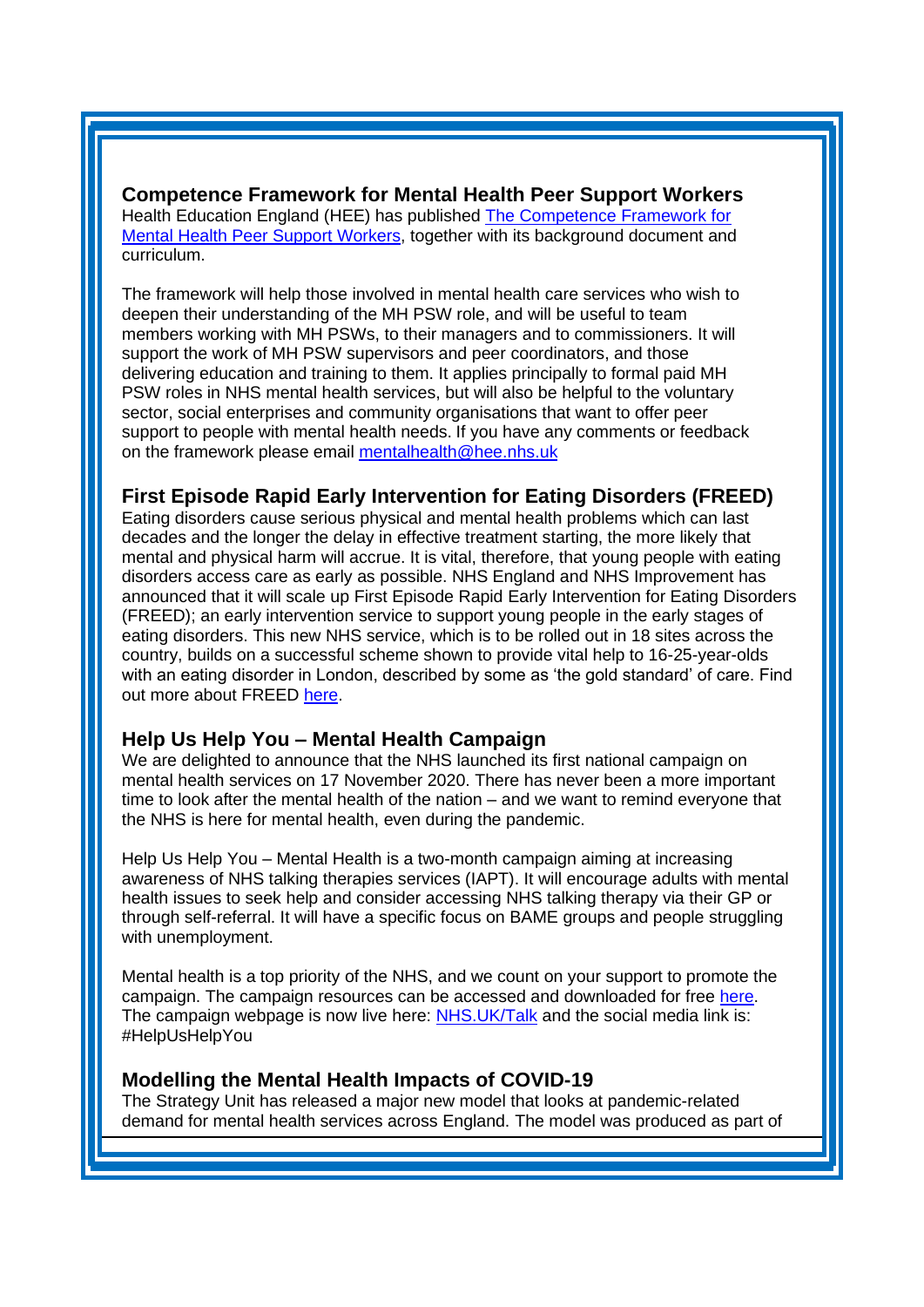## Competence Framework for Mental Health Peer Support Workers

Health Education England (HEE) has published [The Competence Framework for Mental Health Peer Support Workers](), together with its background document and curriculum.

The framework will help those involved in mental health care services who wish to deepen their understanding of the MH PSW role, and will be useful to team members working with MH PSWs, to their managers and to commissioners. It will support the work of MH PSW supervisors and peer coordinators, and those delivering education and training to them. It applies principally to formal paid MH PSW roles in NHS mental health services, but will also be helpful to the voluntary sector, social enterprises and community organisations that want to offer peer support to people with mental health needs. If you have any comments or feedback on the framework please email [mentalhealth@hee.nhs.uk](mailto:mentalhealth@hee.nhs.uk)

## First Episode Rapid Early Intervention for Eating Disorders (FREED)

Eating disorders cause serious physical and mental health problems which can last decades and the longer the delay in effective treatment starting, the more likely that mental and physical harm will accrue. It is vital, therefore, that young people with eating disorders access care as early as possible. NHS England and NHS Improvement has announced that it will scale up First Episode Rapid Early Intervention for Eating Disorders (FREED); an early intervention service to support young people in the early stages of eating disorders. This new NHS service, which is to be rolled out in 18 sites across the country, builds on a successful scheme shown to provide vital help to 16-25-year-olds with an eating disorder in London, described by some as 'the gold standard' of care. Find out more about FREED [here]().

## Help Us Help You – Mental Health Campaign

We are delighted to announce that the NHS launched its first national campaign on mental health services on 17 November 2020. There has never been a more important time to look after the mental health of the nation – and we want to remind everyone that the NHS is here for mental health, even during the pandemic.

Help Us Help You – Mental Health is a two-month campaign aiming at increasing awareness of NHS talking therapies services (IAPT). It will encourage adults with mental health issues to seek help and consider accessing NHS talking therapy via their GP or through self-referral. It will have a specific focus on BAME groups and people struggling with unemployment.

Mental health is a top priority of the NHS, and we count on your support to promote the campaign. The campaign resources can be accessed and downloaded for free [here](). The campaign webpage is now live here: [NHS.UK/Talk]() and the social media link is: #HelpUsHelpYou

## Modelling the Mental Health Impacts of COVID-19

The Strategy Unit has released a major new model that looks at pandemic-related demand for mental health services across England. The model was produced as part of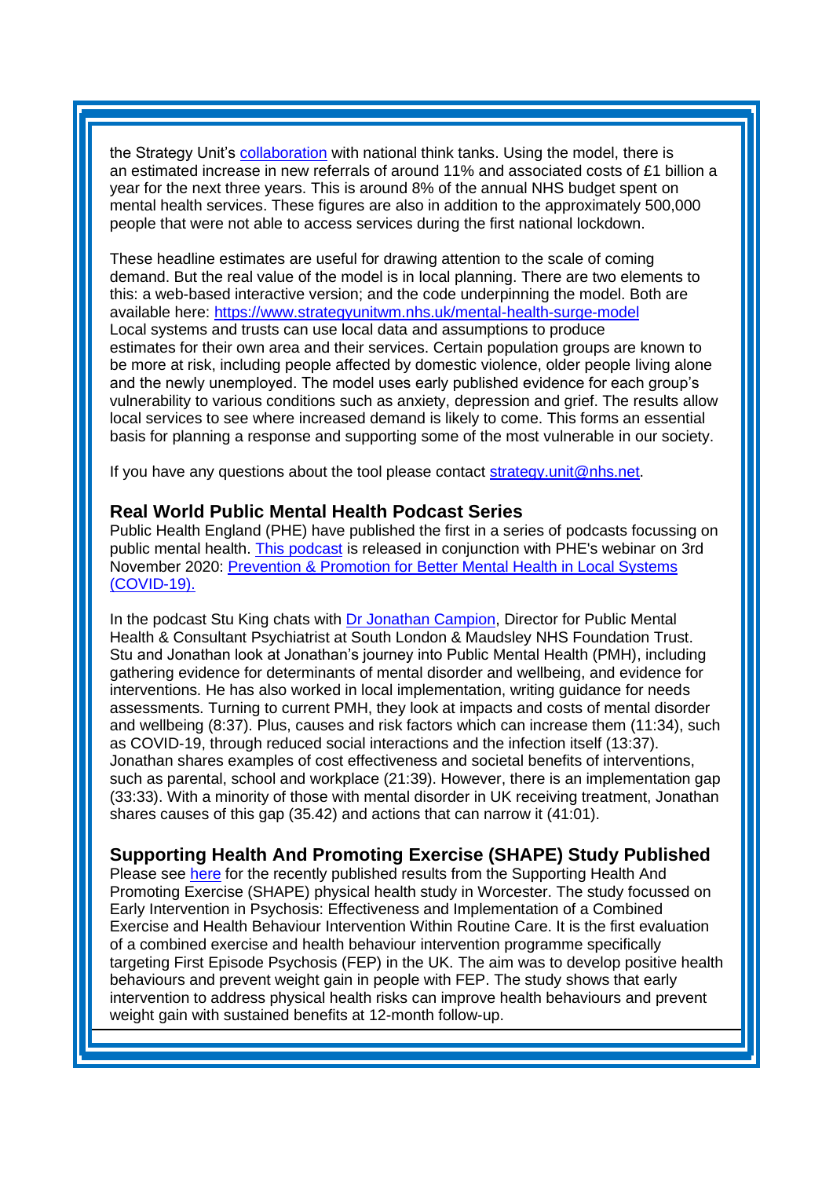the Strategy Unit's [collaboration](#) with national think tanks. Using the model, there is an estimated increase in new referrals of around 11% and associated costs of £1 billion a year for the next three years. This is around 8% of the annual NHS budget spent on mental health services. These figures are also in addition to the approximately 500,000 people that were not able to access services during the first national lockdown.

These headline estimates are useful for drawing attention to the scale of coming demand. But the real value of the model is in local planning. There are two elements to this: a web-based interactive version; and the code underpinning the model. Both are available here: [https://www.strategyunitwm.nhs.uk/mental-health-surge-model](https://www.strategyunitwm.nhs.uk/mental-health-surge-model)
Local systems and trusts can use local data and assumptions to produce estimates for their own area and their services. Certain population groups are known to be more at risk, including people affected by domestic violence, older people living alone and the newly unemployed. The model uses early published evidence for each group's vulnerability to various conditions such as anxiety, depression and grief. The results allow local services to see where increased demand is likely to come. This forms an essential basis for planning a response and supporting some of the most vulnerable in our society.

If you have any questions about the tool please contact [strategy.unit@nhs.net](mailto:strategy.unit@nhs.net).

### Real World Public Mental Health Podcast Series

Public Health England (PHE) have published the first in a series of podcasts focussing on public mental health. [This podcast](#) is released in conjunction with PHE's webinar on 3rd November 2020: [Prevention & Promotion for Better Mental Health in Local Systems (COVID-19).](#)

In the podcast Stu King chats with [Dr Jonathan Campion](#), Director for Public Mental Health & Consultant Psychiatrist at South London & Maudsley NHS Foundation Trust. Stu and Jonathan look at Jonathan's journey into Public Mental Health (PMH), including gathering evidence for determinants of mental disorder and wellbeing, and evidence for interventions. He has also worked in local implementation, writing guidance for needs assessments. Turning to current PMH, they look at impacts and costs of mental disorder and wellbeing (8:37). Plus, causes and risk factors which can increase them (11:34), such as COVID-19, through reduced social interactions and the infection itself (13:37). Jonathan shares examples of cost effectiveness and societal benefits of interventions, such as parental, school and workplace (21:39). However, there is an implementation gap (33:33). With a minority of those with mental disorder in UK receiving treatment, Jonathan shares causes of this gap (35.42) and actions that can narrow it (41:01).

### Supporting Health And Promoting Exercise (SHAPE) Study Published

Please see [here](#) for the recently published results from the Supporting Health And Promoting Exercise (SHAPE) physical health study in Worcester. The study focussed on Early Intervention in Psychosis: Effectiveness and Implementation of a Combined Exercise and Health Behaviour Intervention Within Routine Care. It is the first evaluation of a combined exercise and health behaviour intervention programme specifically targeting First Episode Psychosis (FEP) in the UK. The aim was to develop positive health behaviours and prevent weight gain in people with FEP. The study shows that early intervention to address physical health risks can improve health behaviours and prevent weight gain with sustained benefits at 12-month follow-up.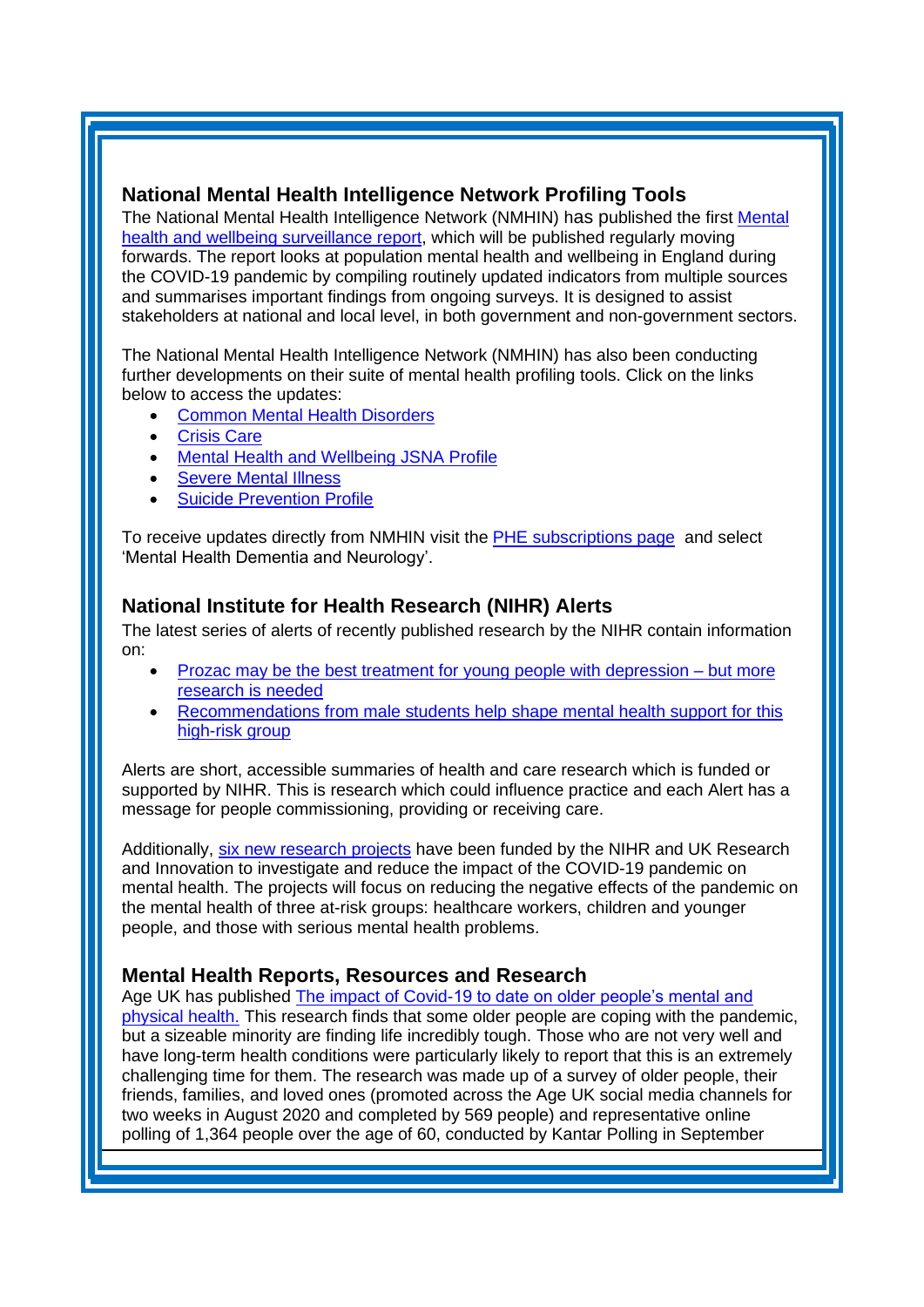## National Mental Health Intelligence Network Profiling Tools

The National Mental Health Intelligence Network (NMHIN) has published the first Mental health and wellbeing surveillance report, which will be published regularly moving forwards. The report looks at population mental health and wellbeing in England during the COVID-19 pandemic by compiling routinely updated indicators from multiple sources and summarises important findings from ongoing surveys. It is designed to assist stakeholders at national and local level, in both government and non-government sectors.

The National Mental Health Intelligence Network (NMHIN) has also been conducting further developments on their suite of mental health profiling tools. Click on the links below to access the updates:

- Common Mental Health Disorders
- Crisis Care
- Mental Health and Wellbeing JSNA Profile
- Severe Mental Illness
- Suicide Prevention Profile

To receive updates directly from NMHIN visit the PHE subscriptions page and select 'Mental Health Dementia and Neurology'.

## National Institute for Health Research (NIHR) Alerts

The latest series of alerts of recently published research by the NIHR contain information on:

- Prozac may be the best treatment for young people with depression – but more research is needed
- Recommendations from male students help shape mental health support for this high-risk group

Alerts are short, accessible summaries of health and care research which is funded or supported by NIHR. This is research which could influence practice and each Alert has a message for people commissioning, providing or receiving care.

Additionally, six new research projects have been funded by the NIHR and UK Research and Innovation to investigate and reduce the impact of the COVID-19 pandemic on mental health. The projects will focus on reducing the negative effects of the pandemic on the mental health of three at-risk groups: healthcare workers, children and younger people, and those with serious mental health problems.

## Mental Health Reports, Resources and Research

Age UK has published The impact of Covid-19 to date on older people's mental and physical health. This research finds that some older people are coping with the pandemic, but a sizeable minority are finding life incredibly tough. Those who are not very well and have long-term health conditions were particularly likely to report that this is an extremely challenging time for them. The research was made up of a survey of older people, their friends, families, and loved ones (promoted across the Age UK social media channels for two weeks in August 2020 and completed by 569 people) and representative online polling of 1,364 people over the age of 60, conducted by Kantar Polling in September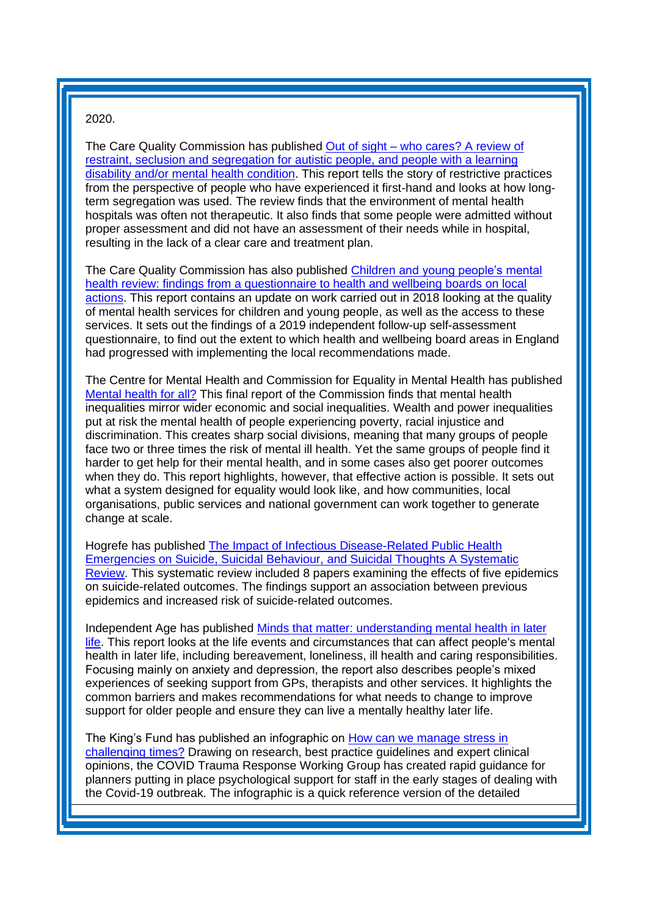2020.

The Care Quality Commission has published [Out of sight – who cares? A review of restraint, seclusion and segregation for autistic people, and people with a learning disability and/or mental health condition](). This report tells the story of restrictive practices from the perspective of people who have experienced it first-hand and looks at how long-term segregation was used. The review finds that the environment of mental health hospitals was often not therapeutic. It also finds that some people were admitted without proper assessment and did not have an assessment of their needs while in hospital, resulting in the lack of a clear care and treatment plan.

The Care Quality Commission has also published [Children and young people's mental health review: findings from a questionnaire to health and wellbeing boards on local actions](). This report contains an update on work carried out in 2018 looking at the quality of mental health services for children and young people, as well as the access to these services. It sets out the findings of a 2019 independent follow-up self-assessment questionnaire, to find out the extent to which health and wellbeing board areas in England had progressed with implementing the local recommendations made.

The Centre for Mental Health and Commission for Equality in Mental Health has published [Mental health for all?]() This final report of the Commission finds that mental health inequalities mirror wider economic and social inequalities. Wealth and power inequalities put at risk the mental health of people experiencing poverty, racial injustice and discrimination. This creates sharp social divisions, meaning that many groups of people face two or three times the risk of mental ill health. Yet the same groups of people find it harder to get help for their mental health, and in some cases also get poorer outcomes when they do. This report highlights, however, that effective action is possible. It sets out what a system designed for equality would look like, and how communities, local organisations, public services and national government can work together to generate change at scale.

Hogrefe has published [The Impact of Infectious Disease-Related Public Health Emergencies on Suicide, Suicidal Behaviour, and Suicidal Thoughts A Systematic Review](). This systematic review included 8 papers examining the effects of five epidemics on suicide-related outcomes. The findings support an association between previous epidemics and increased risk of suicide-related outcomes.

Independent Age has published [Minds that matter: understanding mental health in later life](). This report looks at the life events and circumstances that can affect people's mental health in later life, including bereavement, loneliness, ill health and caring responsibilities. Focusing mainly on anxiety and depression, the report also describes people's mixed experiences of seeking support from GPs, therapists and other services. It highlights the common barriers and makes recommendations for what needs to change to improve support for older people and ensure they can live a mentally healthy later life.

The King's Fund has published an infographic on [How can we manage stress in challenging times?]() Drawing on research, best practice guidelines and expert clinical opinions, the COVID Trauma Response Working Group has created rapid guidance for planners putting in place psychological support for staff in the early stages of dealing with the Covid-19 outbreak. The infographic is a quick reference version of the detailed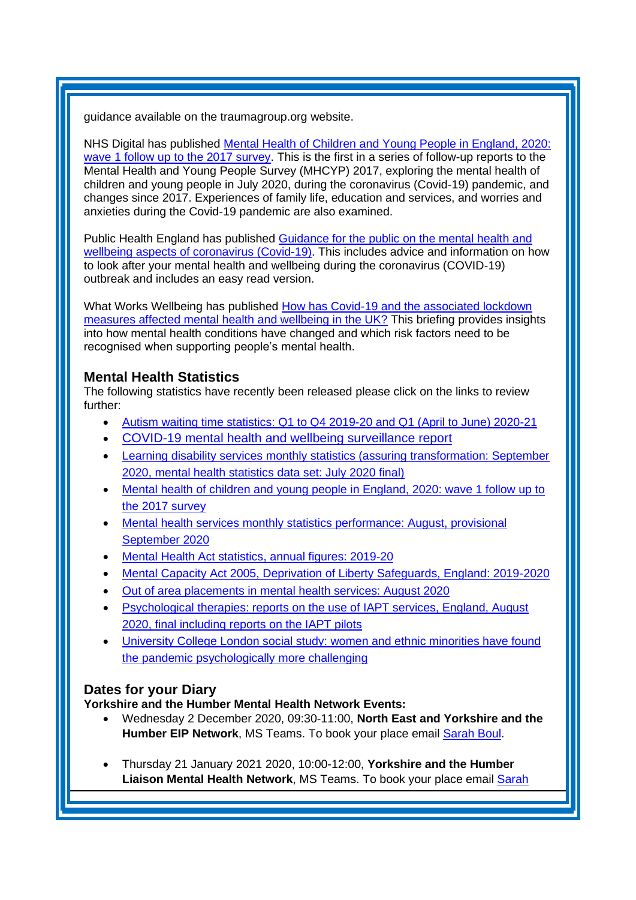guidance available on the traumagroup.org website.

NHS Digital has published Mental Health of Children and Young People in England, 2020: wave 1 follow up to the 2017 survey. This is the first in a series of follow-up reports to the Mental Health and Young People Survey (MHCYP) 2017, exploring the mental health of children and young people in July 2020, during the coronavirus (Covid-19) pandemic, and changes since 2017. Experiences of family life, education and services, and worries and anxieties during the Covid-19 pandemic are also examined.

Public Health England has published Guidance for the public on the mental health and wellbeing aspects of coronavirus (Covid-19). This includes advice and information on how to look after your mental health and wellbeing during the coronavirus (COVID-19) outbreak and includes an easy read version.

What Works Wellbeing has published How has Covid-19 and the associated lockdown measures affected mental health and wellbeing in the UK? This briefing provides insights into how mental health conditions have changed and which risk factors need to be recognised when supporting people's mental health.

### Mental Health Statistics

The following statistics have recently been released please click on the links to review further:

- Autism waiting time statistics: Q1 to Q4 2019-20 and Q1 (April to June) 2020-21
- COVID-19 mental health and wellbeing surveillance report
- Learning disability services monthly statistics (assuring transformation: September 2020, mental health statistics data set: July 2020 final)
- Mental health of children and young people in England, 2020: wave 1 follow up to the 2017 survey
- Mental health services monthly statistics performance: August, provisional September 2020
- Mental Health Act statistics, annual figures: 2019-20
- Mental Capacity Act 2005, Deprivation of Liberty Safeguards, England: 2019-2020
- Out of area placements in mental health services: August 2020
- Psychological therapies: reports on the use of IAPT services, England, August 2020, final including reports on the IAPT pilots
- University College London social study: women and ethnic minorities have found the pandemic psychologically more challenging

### Dates for your Diary

**Yorkshire and the Humber Mental Health Network Events:**

- Wednesday 2 December 2020, 09:30-11:00, **North East and Yorkshire and the Humber EIP Network**, MS Teams. To book your place email Sarah Boul.

- Thursday 21 January 2021 2020, 10:00-12:00, **Yorkshire and the Humber Liaison Mental Health Network**, MS Teams. To book your place email Sarah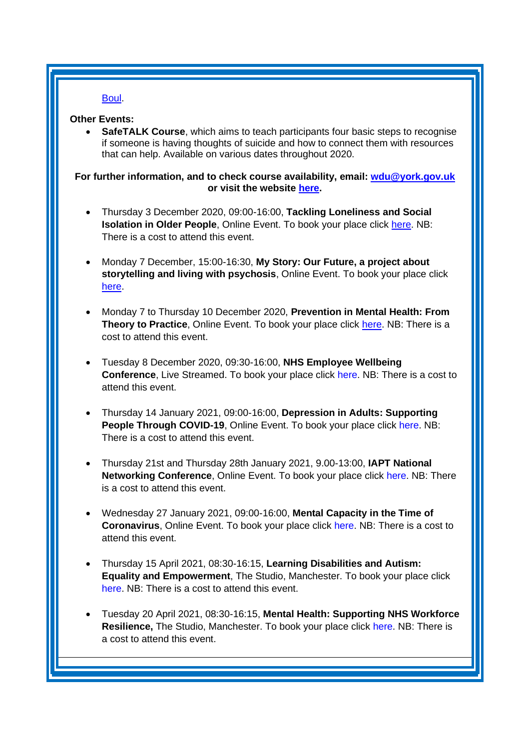Boul.

**Other Events:**

- **SafeTALK Course**, which aims to teach participants four basic steps to recognise if someone is having thoughts of suicide and how to connect them with resources that can help. Available on various dates throughout 2020.

**For further information, and to check course availability, email: wdu@york.gov.uk or visit the website here.**

- Thursday 3 December 2020, 09:00-16:00, **Tackling Loneliness and Social Isolation in Older People**, Online Event. To book your place click here. NB: There is a cost to attend this event.

- Monday 7 December, 15:00-16:30, **My Story: Our Future, a project about storytelling and living with psychosis**, Online Event. To book your place click here.

- Monday 7 to Thursday 10 December 2020, **Prevention in Mental Health: From Theory to Practice**, Online Event. To book your place click here. NB: There is a cost to attend this event.

- Tuesday 8 December 2020, 09:30-16:00, **NHS Employee Wellbeing Conference**, Live Streamed. To book your place click here. NB: There is a cost to attend this event.

- Thursday 14 January 2021, 09:00-16:00, **Depression in Adults: Supporting People Through COVID-19**, Online Event. To book your place click here. NB: There is a cost to attend this event.

- Thursday 21st and Thursday 28th January 2021, 9.00-13:00, **IAPT National Networking Conference**, Online Event. To book your place click here. NB: There is a cost to attend this event.

- Wednesday 27 January 2021, 09:00-16:00, **Mental Capacity in the Time of Coronavirus**, Online Event. To book your place click here. NB: There is a cost to attend this event.

- Thursday 15 April 2021, 08:30-16:15, **Learning Disabilities and Autism: Equality and Empowerment**, The Studio, Manchester. To book your place click here. NB: There is a cost to attend this event.

- Tuesday 20 April 2021, 08:30-16:15, **Mental Health: Supporting NHS Workforce Resilience,** The Studio, Manchester. To book your place click here. NB: There is a cost to attend this event.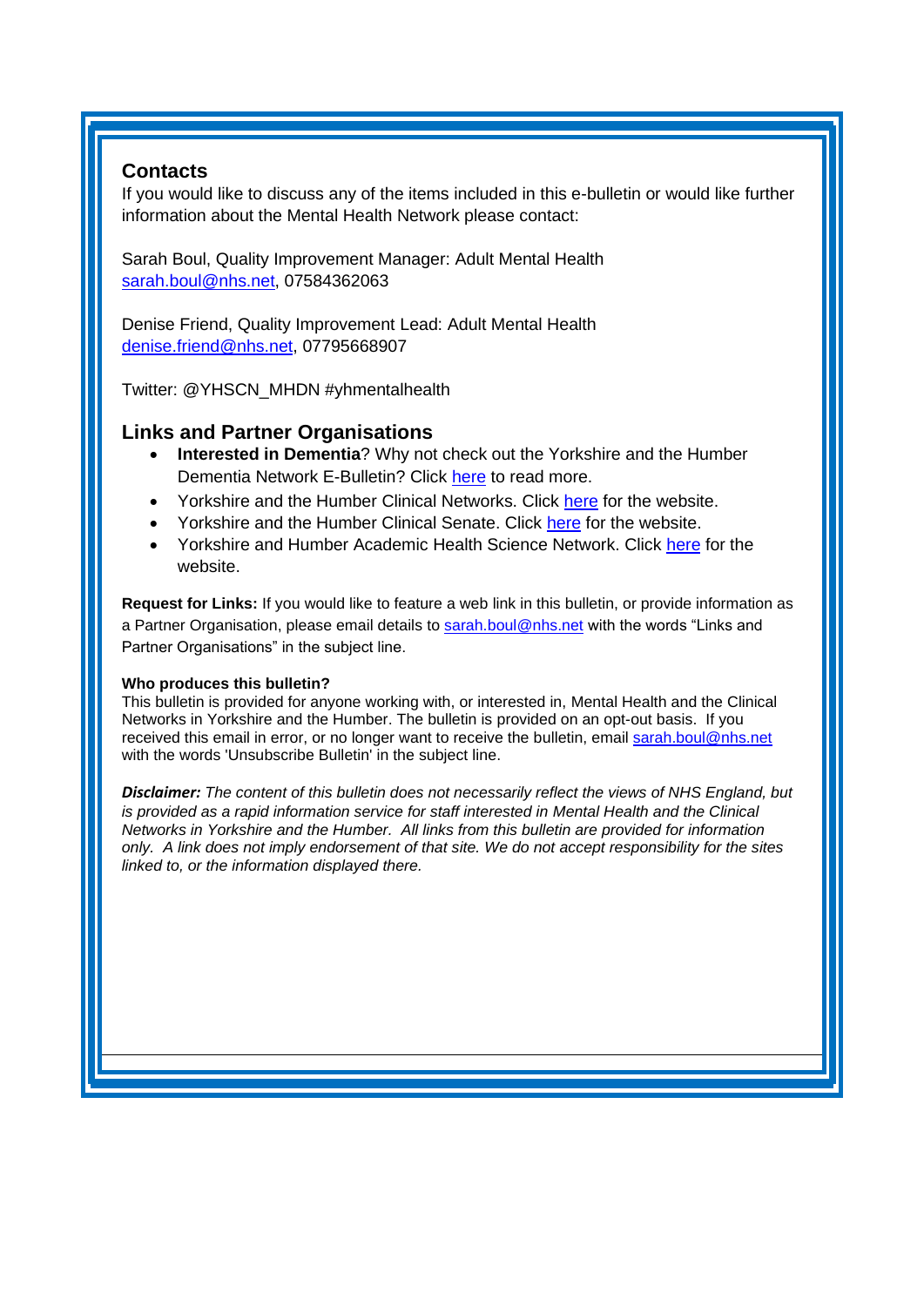## Contacts

If you would like to discuss any of the items included in this e-bulletin or would like further information about the Mental Health Network please contact:

Sarah Boul, Quality Improvement Manager: Adult Mental Health
sarah.boul@nhs.net, 07584362063

Denise Friend, Quality Improvement Lead: Adult Mental Health
denise.friend@nhs.net, 07795668907

Twitter: @YHSCN_MHDN #yhmentalhealth

## Links and Partner Organisations

- **Interested in Dementia**? Why not check out the Yorkshire and the Humber Dementia Network E-Bulletin? Click here to read more.
- Yorkshire and the Humber Clinical Networks. Click here for the website.
- Yorkshire and the Humber Clinical Senate. Click here for the website.
- Yorkshire and Humber Academic Health Science Network. Click here for the website.

**Request for Links:** If you would like to feature a web link in this bulletin, or provide information as a Partner Organisation, please email details to sarah.boul@nhs.net with the words "Links and Partner Organisations" in the subject line.

**Who produces this bulletin?**
This bulletin is provided for anyone working with, or interested in, Mental Health and the Clinical Networks in Yorkshire and the Humber. The bulletin is provided on an opt-out basis. If you received this email in error, or no longer want to receive the bulletin, email sarah.boul@nhs.net with the words 'Unsubscribe Bulletin' in the subject line.

***Disclaimer:*** *The content of this bulletin does not necessarily reflect the views of NHS England, but is provided as a rapid information service for staff interested in Mental Health and the Clinical Networks in Yorkshire and the Humber. All links from this bulletin are provided for information only. A link does not imply endorsement of that site. We do not accept responsibility for the sites linked to, or the information displayed there.*